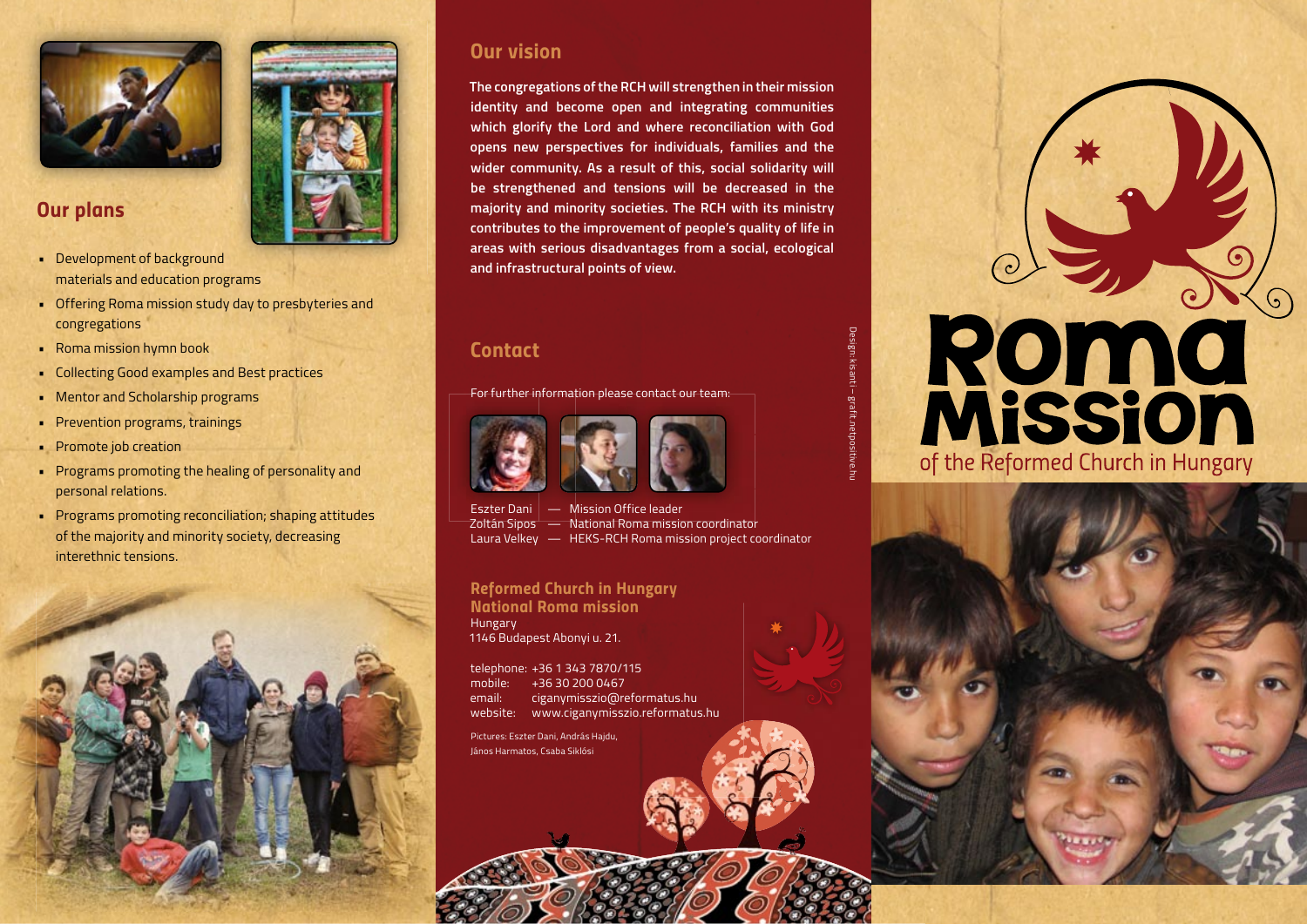## Our plans

- Development of background materials and education programs
- Offering Roma mission study day to presbyteries and congregations
- Roma mission hymn book
- Collecting Good examples and Best practices
- Mentor and Scholarship programs
- Prevention programs, trainings
- Promote job creation
- Programs promoting the healing of personality and personal relations.
- Programs promoting reconciliation; shaping attitudes of the majority and minority society, decreasing interethnic tensions.

## Our vision

**The congregations of the RCH will strengthen in their mission identity and become open and integrating communities which glorify the Lord and where reconciliation with God opens new perspectives for individuals, families and the wider community. As a result of this, social solidarity will be strengthened and tensions will be decreased in the majority and minority societies. The RCH with its ministry contributes to the improvement of people's quality of life in areas with serious disadvantages from a social, ecological and infrastructural points of view.**

## Contact

For further information please contact our team:

Eszter Dani — Mission Office leader
Zoltán Sipos — National Roma mission coordinator
Laura Velkey — HEKS-RCH Roma mission project coordinator

**Reformed Church in Hungary**
**National Roma mission**
Hungary
1146 Budapest Abonyi u. 21.

telephone: +36 1 343 7870/115
mobile: +36 30 200 0467
email: ciganymisszio@reformatus.hu
website: www.ciganymisszio.reformatus.hu

Pictures: Eszter Dani, András Hajdu, János Harmatos, Csaba Siklósi

Design: kisanti – grafit.netpositive.hu

# Roma Mission

## of the Reformed Church in Hungary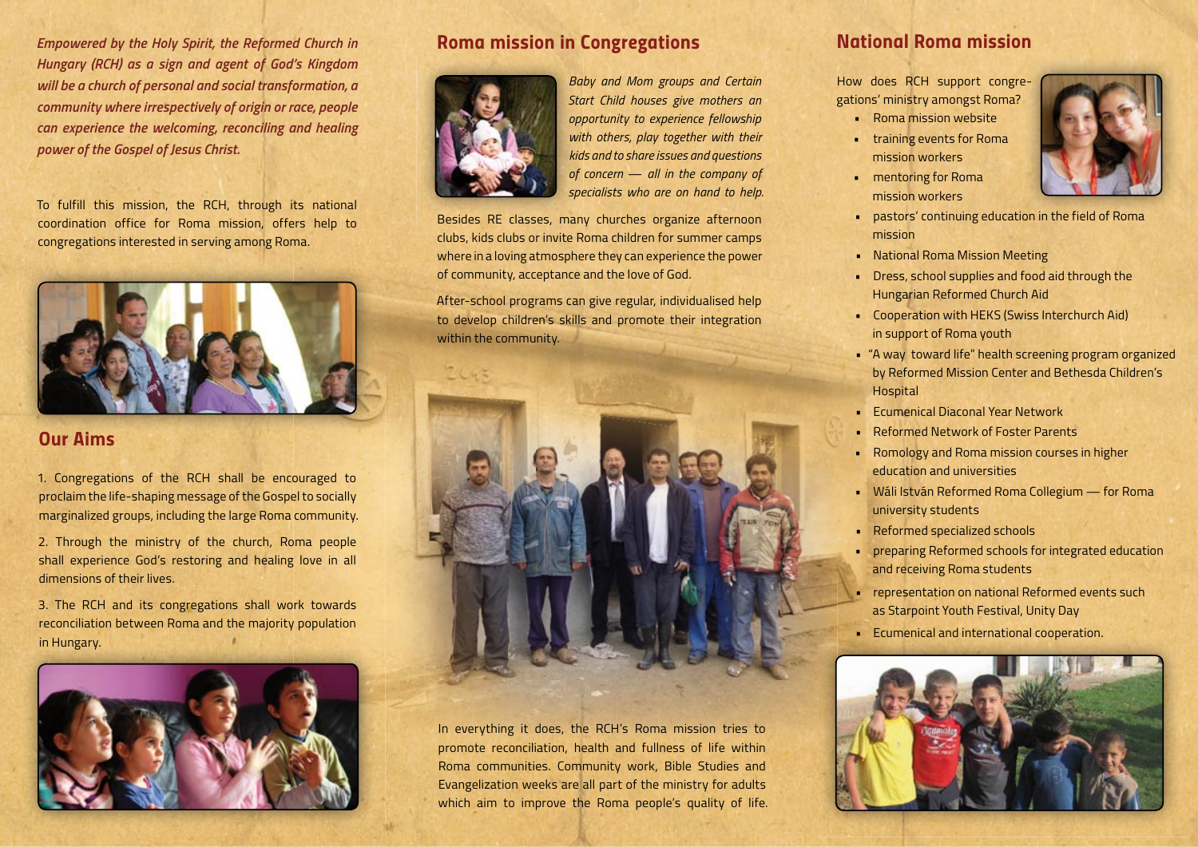*Empowered by the Holy Spirit, the Reformed Church in Hungary (RCH) as a sign and agent of God's Kingdom will be a church of personal and social transformation, a community where irrespectively of origin or race, people can experience the welcoming, reconciling and healing power of the Gospel of Jesus Christ.*

To fulfill this mission, the RCH, through its national coordination office for Roma mission, offers help to congregations interested in serving among Roma.

## Our Aims

1. Congregations of the RCH shall be encouraged to proclaim the life-shaping message of the Gospel to socially marginalized groups, including the large Roma community.

2. Through the ministry of the church, Roma people shall experience God's restoring and healing love in all dimensions of their lives.

3. The RCH and its congregations shall work towards reconciliation between Roma and the majority population in Hungary.

## Roma mission in Congregations

*Baby and Mom groups and Certain Start Child houses give mothers an opportunity to experience fellowship with others, play together with their kids and to share issues and questions of concern — all in the company of specialists who are on hand to help.*

Besides RE classes, many churches organize afternoon clubs, kids clubs or invite Roma children for summer camps where in a loving atmosphere they can experience the power of community, acceptance and the love of God.

After-school programs can give regular, individualised help to develop children's skills and promote their integration within the community.

In everything it does, the RCH's Roma mission tries to promote reconciliation, health and fullness of life within Roma communities. Community work, Bible Studies and Evangelization weeks are all part of the ministry for adults which aim to improve the Roma people's quality of life.

## National Roma mission

How does RCH support congregations' ministry amongst Roma?

- Roma mission website
- training events for Roma mission workers
- mentoring for Roma mission workers
- pastors' continuing education in the field of Roma mission
- National Roma Mission Meeting
- Dress, school supplies and food aid through the Hungarian Reformed Church Aid
- Cooperation with HEKS (Swiss Interchurch Aid) in support of Roma youth
- "A way toward life" health screening program organized by Reformed Mission Center and Bethesda Children's Hospital
- Ecumenical Diaconal Year Network
- Reformed Network of Foster Parents
- Romology and Roma mission courses in higher education and universities
- Wáli István Reformed Roma Collegium — for Roma university students
- Reformed specialized schools
- preparing Reformed schools for integrated education and receiving Roma students
- representation on national Reformed events such as Starpoint Youth Festival, Unity Day
- Ecumenical and international cooperation.